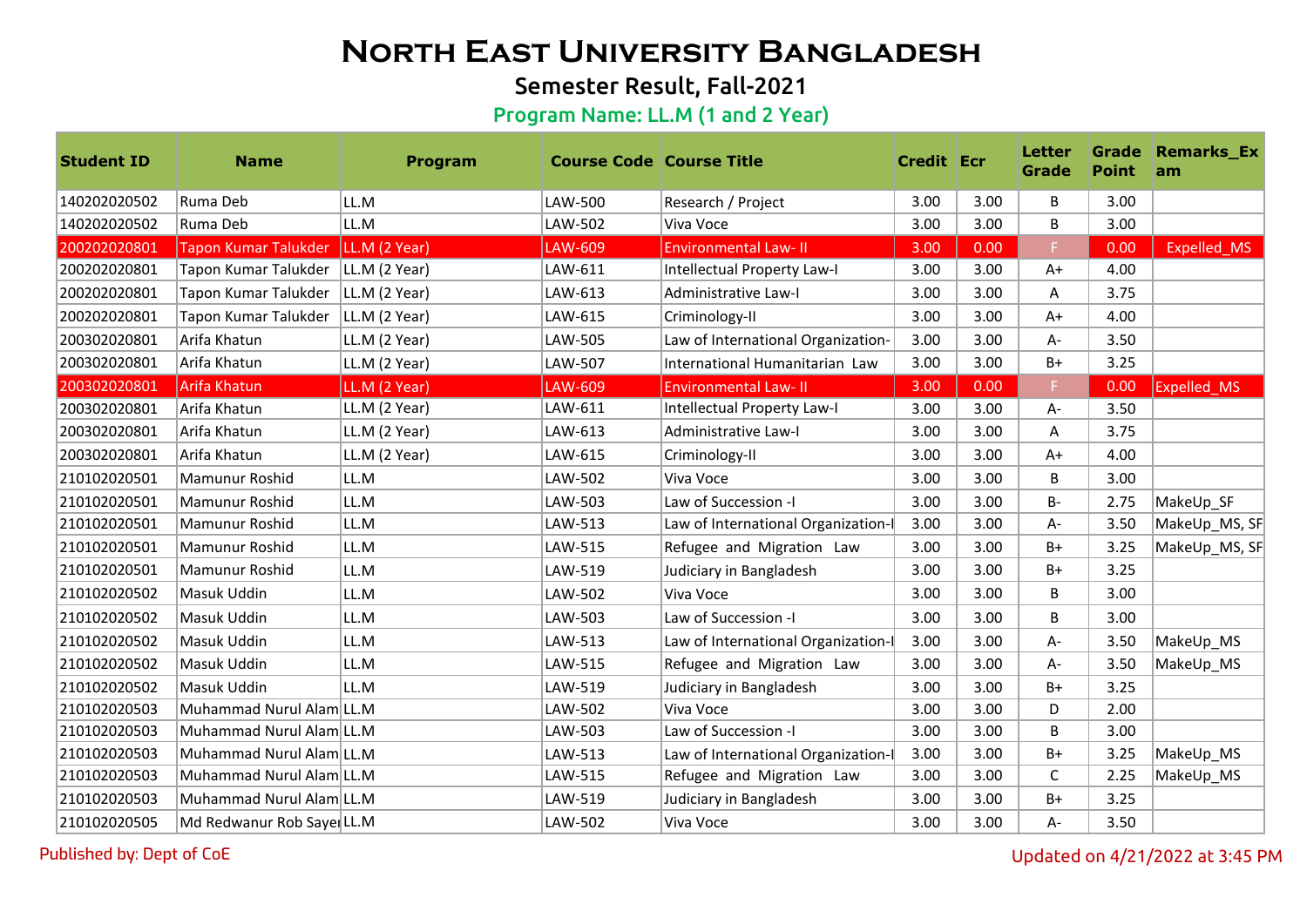# North East University Bangladesh

## Semester Result, Fall-2021

### Program Name: LL.M (1 and 2 Year)

| Student ID | Name | Program | Course Code | Course Title | Credit | Ecr | Letter Grade | Grade Point | Remarks_Exam |
|---|---|---|---|---|---|---|---|---|---|
| 140202020502 | Ruma Deb | LL.M | LAW-500 | Research / Project | 3.00 | 3.00 | B | 3.00 | |
| 140202020502 | Ruma Deb | LL.M | LAW-502 | Viva Voce | 3.00 | 3.00 | B | 3.00 | |
| 200202020801 | Tapon Kumar Talukder | LL.M (2 Year) | LAW-609 | Environmental Law- II | 3.00 | 0.00 | F | 0.00 | Expelled_MS |
| 200202020801 | Tapon Kumar Talukder | LL.M (2 Year) | LAW-611 | Intellectual Property Law-I | 3.00 | 3.00 | A+ | 4.00 | |
| 200202020801 | Tapon Kumar Talukder | LL.M (2 Year) | LAW-613 | Administrative Law-I | 3.00 | 3.00 | A | 3.75 | |
| 200202020801 | Tapon Kumar Talukder | LL.M (2 Year) | LAW-615 | Criminology-II | 3.00 | 3.00 | A+ | 4.00 | |
| 200302020801 | Arifa Khatun | LL.M (2 Year) | LAW-505 | Law of International Organization- | 3.00 | 3.00 | A- | 3.50 | |
| 200302020801 | Arifa Khatun | LL.M (2 Year) | LAW-507 | International Humanitarian Law | 3.00 | 3.00 | B+ | 3.25 | |
| 200302020801 | Arifa Khatun | LL.M (2 Year) | LAW-609 | Environmental Law- II | 3.00 | 0.00 | F | 0.00 | Expelled_MS |
| 200302020801 | Arifa Khatun | LL.M (2 Year) | LAW-611 | Intellectual Property Law-I | 3.00 | 3.00 | A- | 3.50 | |
| 200302020801 | Arifa Khatun | LL.M (2 Year) | LAW-613 | Administrative Law-I | 3.00 | 3.00 | A | 3.75 | |
| 200302020801 | Arifa Khatun | LL.M (2 Year) | LAW-615 | Criminology-II | 3.00 | 3.00 | A+ | 4.00 | |
| 210102020501 | Mamunur Roshid | LL.M | LAW-502 | Viva Voce | 3.00 | 3.00 | B | 3.00 | |
| 210102020501 | Mamunur Roshid | LL.M | LAW-503 | Law of Succession -I | 3.00 | 3.00 | B- | 2.75 | MakeUp_SF |
| 210102020501 | Mamunur Roshid | LL.M | LAW-513 | Law of International Organization-I | 3.00 | 3.00 | A- | 3.50 | MakeUp_MS, SF |
| 210102020501 | Mamunur Roshid | LL.M | LAW-515 | Refugee and Migration Law | 3.00 | 3.00 | B+ | 3.25 | MakeUp_MS, SF |
| 210102020501 | Mamunur Roshid | LL.M | LAW-519 | Judiciary in Bangladesh | 3.00 | 3.00 | B+ | 3.25 | |
| 210102020502 | Masuk Uddin | LL.M | LAW-502 | Viva Voce | 3.00 | 3.00 | B | 3.00 | |
| 210102020502 | Masuk Uddin | LL.M | LAW-503 | Law of Succession -I | 3.00 | 3.00 | B | 3.00 | |
| 210102020502 | Masuk Uddin | LL.M | LAW-513 | Law of International Organization-I | 3.00 | 3.00 | A- | 3.50 | MakeUp_MS |
| 210102020502 | Masuk Uddin | LL.M | LAW-515 | Refugee and Migration Law | 3.00 | 3.00 | A- | 3.50 | MakeUp_MS |
| 210102020502 | Masuk Uddin | LL.M | LAW-519 | Judiciary in Bangladesh | 3.00 | 3.00 | B+ | 3.25 | |
| 210102020503 | Muhammad Nurul Alam | LL.M | LAW-502 | Viva Voce | 3.00 | 3.00 | D | 2.00 | |
| 210102020503 | Muhammad Nurul Alam | LL.M | LAW-503 | Law of Succession -I | 3.00 | 3.00 | B | 3.00 | |
| 210102020503 | Muhammad Nurul Alam | LL.M | LAW-513 | Law of International Organization-I | 3.00 | 3.00 | B+ | 3.25 | MakeUp_MS |
| 210102020503 | Muhammad Nurul Alam | LL.M | LAW-515 | Refugee and Migration Law | 3.00 | 3.00 | C | 2.25 | MakeUp_MS |
| 210102020503 | Muhammad Nurul Alam | LL.M | LAW-519 | Judiciary in Bangladesh | 3.00 | 3.00 | B+ | 3.25 | |
| 210102020505 | Md Redwanur Rob Sayer | LL.M | LAW-502 | Viva Voce | 3.00 | 3.00 | A- | 3.50 | |

Published by: Dept of CoE

Updated on 4/21/2022 at 3:45 PM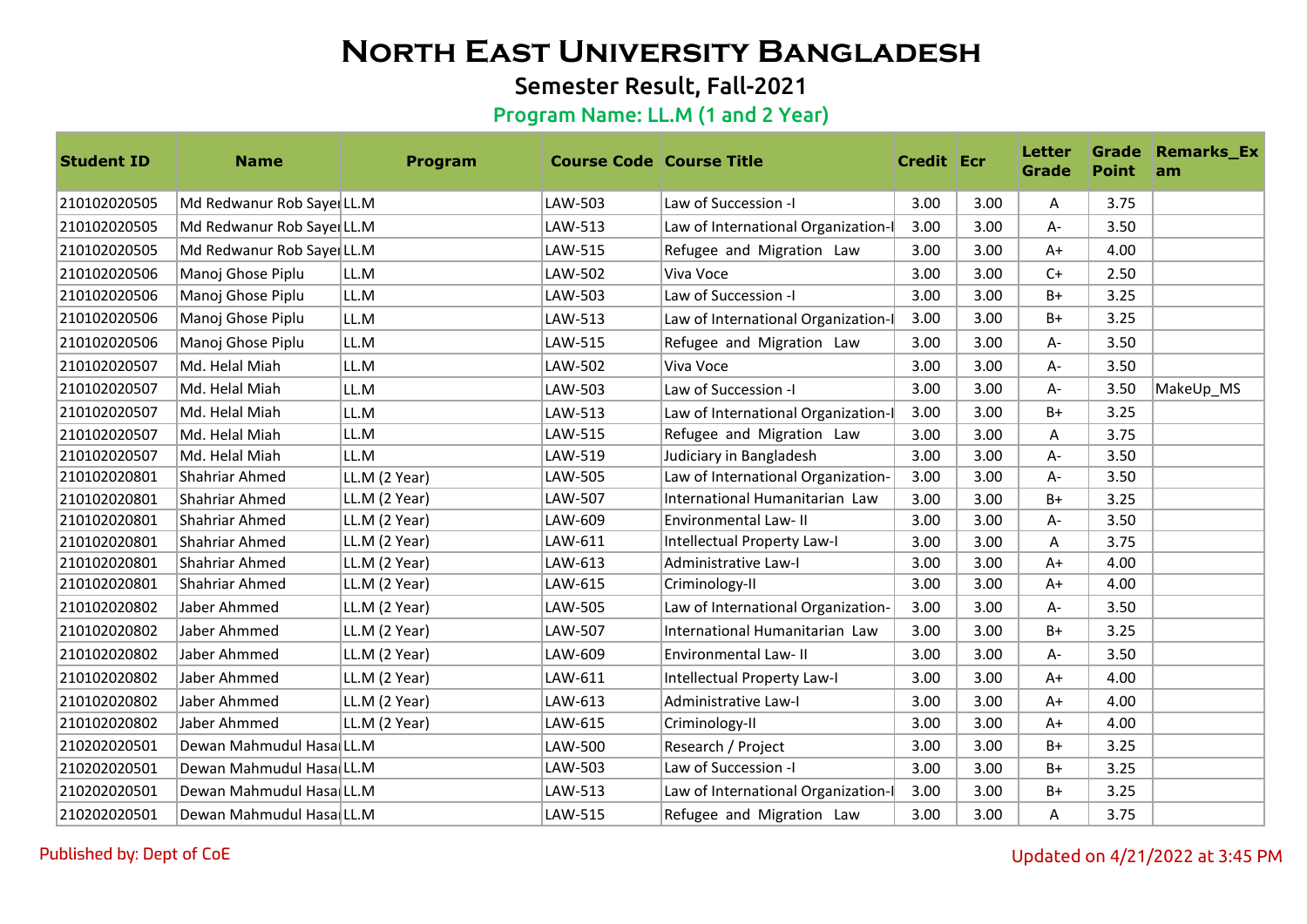# North East University Bangladesh

## Semester Result, Fall-2021

### Program Name: LL.M (1 and 2 Year)

| Student ID | Name | Program | Course Code | Course Title | Credit | Ecr | Letter Grade | Grade Point | Remarks_Exam |
|---|---|---|---|---|---|---|---|---|---|
| 210102020505 | Md Redwanur Rob Sayer | LL.M | LAW-503 | Law of Succession -I | 3.00 | 3.00 | A | 3.75 | |
| 210102020505 | Md Redwanur Rob Sayer | LL.M | LAW-513 | Law of International Organization-I | 3.00 | 3.00 | A- | 3.50 | |
| 210102020505 | Md Redwanur Rob Sayer | LL.M | LAW-515 | Refugee and Migration Law | 3.00 | 3.00 | A+ | 4.00 | |
| 210102020506 | Manoj Ghose Piplu | LL.M | LAW-502 | Viva Voce | 3.00 | 3.00 | C+ | 2.50 | |
| 210102020506 | Manoj Ghose Piplu | LL.M | LAW-503 | Law of Succession -I | 3.00 | 3.00 | B+ | 3.25 | |
| 210102020506 | Manoj Ghose Piplu | LL.M | LAW-513 | Law of International Organization-I | 3.00 | 3.00 | B+ | 3.25 | |
| 210102020506 | Manoj Ghose Piplu | LL.M | LAW-515 | Refugee and Migration Law | 3.00 | 3.00 | A- | 3.50 | |
| 210102020507 | Md. Helal Miah | LL.M | LAW-502 | Viva Voce | 3.00 | 3.00 | A- | 3.50 | |
| 210102020507 | Md. Helal Miah | LL.M | LAW-503 | Law of Succession -I | 3.00 | 3.00 | A- | 3.50 | MakeUp_MS |
| 210102020507 | Md. Helal Miah | LL.M | LAW-513 | Law of International Organization-I | 3.00 | 3.00 | B+ | 3.25 | |
| 210102020507 | Md. Helal Miah | LL.M | LAW-515 | Refugee and Migration Law | 3.00 | 3.00 | A | 3.75 | |
| 210102020507 | Md. Helal Miah | LL.M | LAW-519 | Judiciary in Bangladesh | 3.00 | 3.00 | A- | 3.50 | |
| 210102020801 | Shahriar Ahmed | LL.M (2 Year) | LAW-505 | Law of International Organization- | 3.00 | 3.00 | A- | 3.50 | |
| 210102020801 | Shahriar Ahmed | LL.M (2 Year) | LAW-507 | International Humanitarian Law | 3.00 | 3.00 | B+ | 3.25 | |
| 210102020801 | Shahriar Ahmed | LL.M (2 Year) | LAW-609 | Environmental Law- II | 3.00 | 3.00 | A- | 3.50 | |
| 210102020801 | Shahriar Ahmed | LL.M (2 Year) | LAW-611 | Intellectual Property Law-I | 3.00 | 3.00 | A | 3.75 | |
| 210102020801 | Shahriar Ahmed | LL.M (2 Year) | LAW-613 | Administrative Law-I | 3.00 | 3.00 | A+ | 4.00 | |
| 210102020801 | Shahriar Ahmed | LL.M (2 Year) | LAW-615 | Criminology-II | 3.00 | 3.00 | A+ | 4.00 | |
| 210102020802 | Jaber Ahmmed | LL.M (2 Year) | LAW-505 | Law of International Organization- | 3.00 | 3.00 | A- | 3.50 | |
| 210102020802 | Jaber Ahmmed | LL.M (2 Year) | LAW-507 | International Humanitarian Law | 3.00 | 3.00 | B+ | 3.25 | |
| 210102020802 | Jaber Ahmmed | LL.M (2 Year) | LAW-609 | Environmental Law- II | 3.00 | 3.00 | A- | 3.50 | |
| 210102020802 | Jaber Ahmmed | LL.M (2 Year) | LAW-611 | Intellectual Property Law-I | 3.00 | 3.00 | A+ | 4.00 | |
| 210102020802 | Jaber Ahmmed | LL.M (2 Year) | LAW-613 | Administrative Law-I | 3.00 | 3.00 | A+ | 4.00 | |
| 210102020802 | Jaber Ahmmed | LL.M (2 Year) | LAW-615 | Criminology-II | 3.00 | 3.00 | A+ | 4.00 | |
| 210202020501 | Dewan Mahmudul Hasan | LL.M | LAW-500 | Research / Project | 3.00 | 3.00 | B+ | 3.25 | |
| 210202020501 | Dewan Mahmudul Hasan | LL.M | LAW-503 | Law of Succession -I | 3.00 | 3.00 | B+ | 3.25 | |
| 210202020501 | Dewan Mahmudul Hasan | LL.M | LAW-513 | Law of International Organization-I | 3.00 | 3.00 | B+ | 3.25 | |
| 210202020501 | Dewan Mahmudul Hasan | LL.M | LAW-515 | Refugee and Migration Law | 3.00 | 3.00 | A | 3.75 | |

Published by: Dept of CoE

Updated on 4/21/2022 at 3:45 PM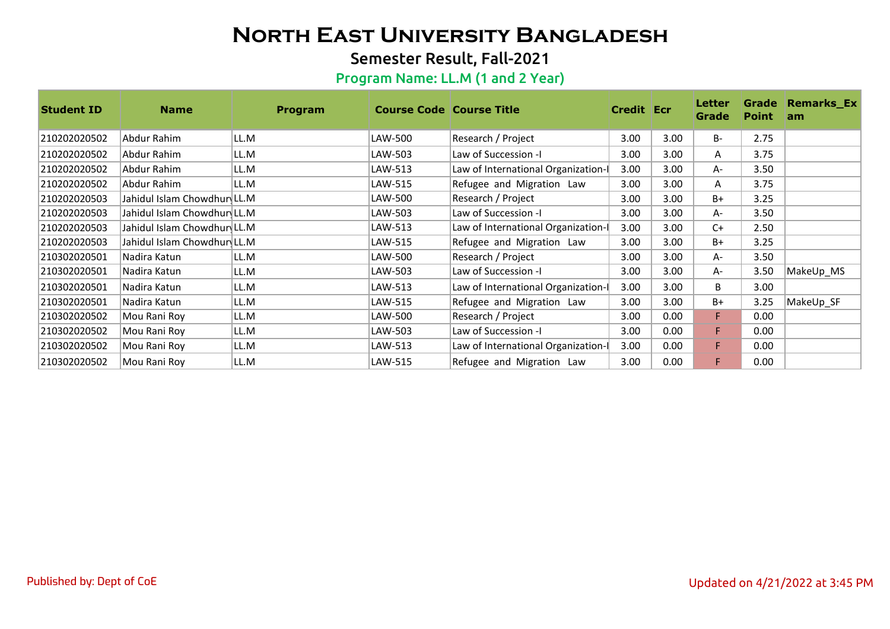# North East University Bangladesh

## Semester Result, Fall-2021

### Program Name: LL.M (1 and 2 Year)

| Student ID | Name | Program | Course Code | Course Title | Credit | Ecr | Letter Grade | Grade Point | Remarks_Exam |
|---|---|---|---|---|---|---|---|---|---|
| 210202020502 | Abdur Rahim | LL.M | LAW-500 | Research / Project | 3.00 | 3.00 | B- | 2.75 | |
| 210202020502 | Abdur Rahim | LL.M | LAW-503 | Law of Succession -I | 3.00 | 3.00 | A | 3.75 | |
| 210202020502 | Abdur Rahim | LL.M | LAW-513 | Law of International Organization-I | 3.00 | 3.00 | A- | 3.50 | |
| 210202020502 | Abdur Rahim | LL.M | LAW-515 | Refugee and Migration Law | 3.00 | 3.00 | A | 3.75 | |
| 210202020503 | Jahidul Islam Chowdhury | LL.M | LAW-500 | Research / Project | 3.00 | 3.00 | B+ | 3.25 | |
| 210202020503 | Jahidul Islam Chowdhury | LL.M | LAW-503 | Law of Succession -I | 3.00 | 3.00 | A- | 3.50 | |
| 210202020503 | Jahidul Islam Chowdhury | LL.M | LAW-513 | Law of International Organization-I | 3.00 | 3.00 | C+ | 2.50 | |
| 210202020503 | Jahidul Islam Chowdhury | LL.M | LAW-515 | Refugee and Migration Law | 3.00 | 3.00 | B+ | 3.25 | |
| 210302020501 | Nadira Katun | LL.M | LAW-500 | Research / Project | 3.00 | 3.00 | A- | 3.50 | |
| 210302020501 | Nadira Katun | LL.M | LAW-503 | Law of Succession -I | 3.00 | 3.00 | A- | 3.50 | MakeUp_MS |
| 210302020501 | Nadira Katun | LL.M | LAW-513 | Law of International Organization-I | 3.00 | 3.00 | B | 3.00 | |
| 210302020501 | Nadira Katun | LL.M | LAW-515 | Refugee and Migration Law | 3.00 | 3.00 | B+ | 3.25 | MakeUp_SF |
| 210302020502 | Mou Rani Roy | LL.M | LAW-500 | Research / Project | 3.00 | 0.00 | F | 0.00 | |
| 210302020502 | Mou Rani Roy | LL.M | LAW-503 | Law of Succession -I | 3.00 | 0.00 | F | 0.00 | |
| 210302020502 | Mou Rani Roy | LL.M | LAW-513 | Law of International Organization-I | 3.00 | 0.00 | F | 0.00 | |
| 210302020502 | Mou Rani Roy | LL.M | LAW-515 | Refugee and Migration Law | 3.00 | 0.00 | F | 0.00 | |

Published by: Dept of CoE

Updated on 4/21/2022 at 3:45 PM